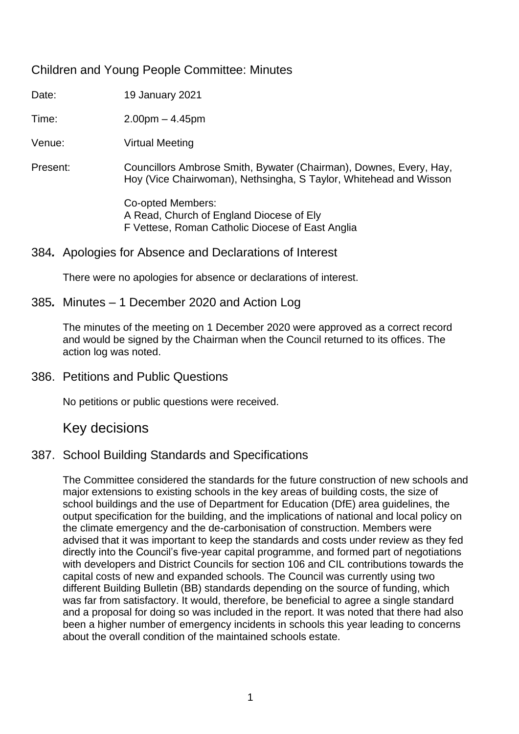# Children and Young People Committee: Minutes

Date: 19 January 2021

Time: 2.00pm – 4.45pm

Venue: Virtual Meeting

Present: Councillors Ambrose Smith, Bywater (Chairman), Downes, Every, Hay, Hoy (Vice Chairwoman), Nethsingha, S Taylor, Whitehead and Wisson

Co-opted Members:
A Read, Church of England Diocese of Ely
F Vettese, Roman Catholic Diocese of East Anglia

## 384. Apologies for Absence and Declarations of Interest

There were no apologies for absence or declarations of interest.

## 385. Minutes – 1 December 2020 and Action Log

The minutes of the meeting on 1 December 2020 were approved as a correct record and would be signed by the Chairman when the Council returned to its offices. The action log was noted.

## 386. Petitions and Public Questions

No petitions or public questions were received.

# Key decisions

## 387. School Building Standards and Specifications

The Committee considered the standards for the future construction of new schools and major extensions to existing schools in the key areas of building costs, the size of school buildings and the use of Department for Education (DfE) area guidelines, the output specification for the building, and the implications of national and local policy on the climate emergency and the de-carbonisation of construction. Members were advised that it was important to keep the standards and costs under review as they fed directly into the Council's five-year capital programme, and formed part of negotiations with developers and District Councils for section 106 and CIL contributions towards the capital costs of new and expanded schools. The Council was currently using two different Building Bulletin (BB) standards depending on the source of funding, which was far from satisfactory. It would, therefore, be beneficial to agree a single standard and a proposal for doing so was included in the report. It was noted that there had also been a higher number of emergency incidents in schools this year leading to concerns about the overall condition of the maintained schools estate.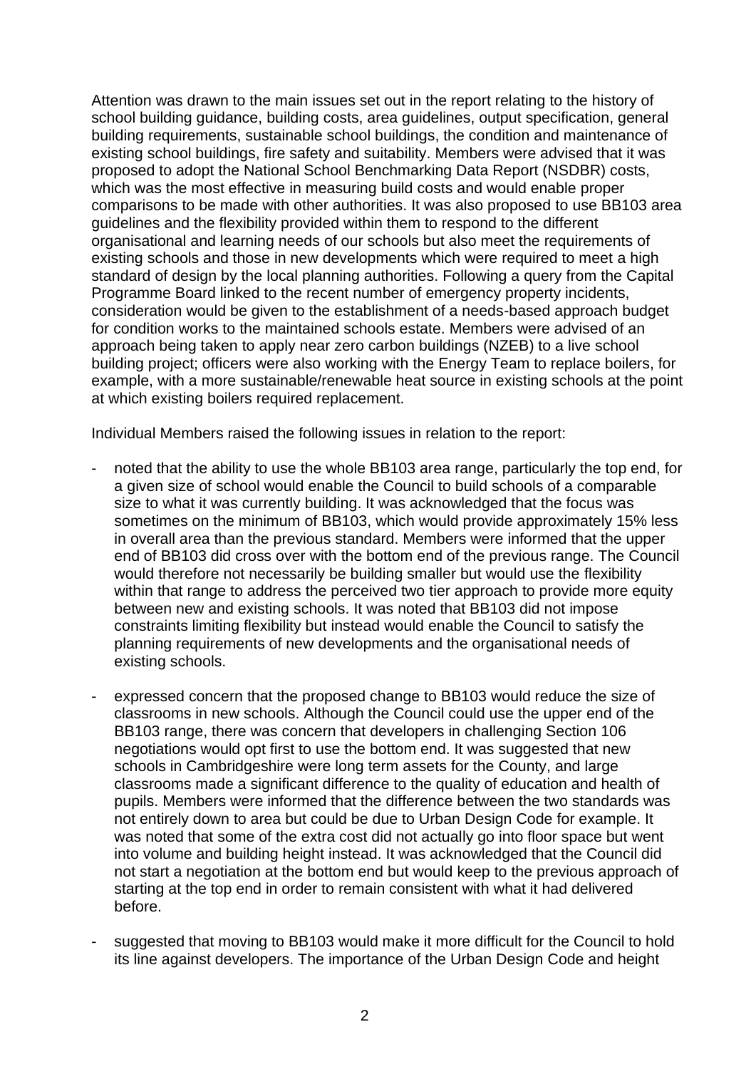Attention was drawn to the main issues set out in the report relating to the history of school building guidance, building costs, area guidelines, output specification, general building requirements, sustainable school buildings, the condition and maintenance of existing school buildings, fire safety and suitability. Members were advised that it was proposed to adopt the National School Benchmarking Data Report (NSDBR) costs, which was the most effective in measuring build costs and would enable proper comparisons to be made with other authorities. It was also proposed to use BB103 area guidelines and the flexibility provided within them to respond to the different organisational and learning needs of our schools but also meet the requirements of existing schools and those in new developments which were required to meet a high standard of design by the local planning authorities. Following a query from the Capital Programme Board linked to the recent number of emergency property incidents, consideration would be given to the establishment of a needs-based approach budget for condition works to the maintained schools estate. Members were advised of an approach being taken to apply near zero carbon buildings (NZEB) to a live school building project; officers were also working with the Energy Team to replace boilers, for example, with a more sustainable/renewable heat source in existing schools at the point at which existing boilers required replacement.

Individual Members raised the following issues in relation to the report:

- noted that the ability to use the whole BB103 area range, particularly the top end, for a given size of school would enable the Council to build schools of a comparable size to what it was currently building. It was acknowledged that the focus was sometimes on the minimum of BB103, which would provide approximately 15% less in overall area than the previous standard. Members were informed that the upper end of BB103 did cross over with the bottom end of the previous range. The Council would therefore not necessarily be building smaller but would use the flexibility within that range to address the perceived two tier approach to provide more equity between new and existing schools. It was noted that BB103 did not impose constraints limiting flexibility but instead would enable the Council to satisfy the planning requirements of new developments and the organisational needs of existing schools.

- expressed concern that the proposed change to BB103 would reduce the size of classrooms in new schools. Although the Council could use the upper end of the BB103 range, there was concern that developers in challenging Section 106 negotiations would opt first to use the bottom end. It was suggested that new schools in Cambridgeshire were long term assets for the County, and large classrooms made a significant difference to the quality of education and health of pupils. Members were informed that the difference between the two standards was not entirely down to area but could be due to Urban Design Code for example. It was noted that some of the extra cost did not actually go into floor space but went into volume and building height instead. It was acknowledged that the Council did not start a negotiation at the bottom end but would keep to the previous approach of starting at the top end in order to remain consistent with what it had delivered before.

- suggested that moving to BB103 would make it more difficult for the Council to hold its line against developers. The importance of the Urban Design Code and height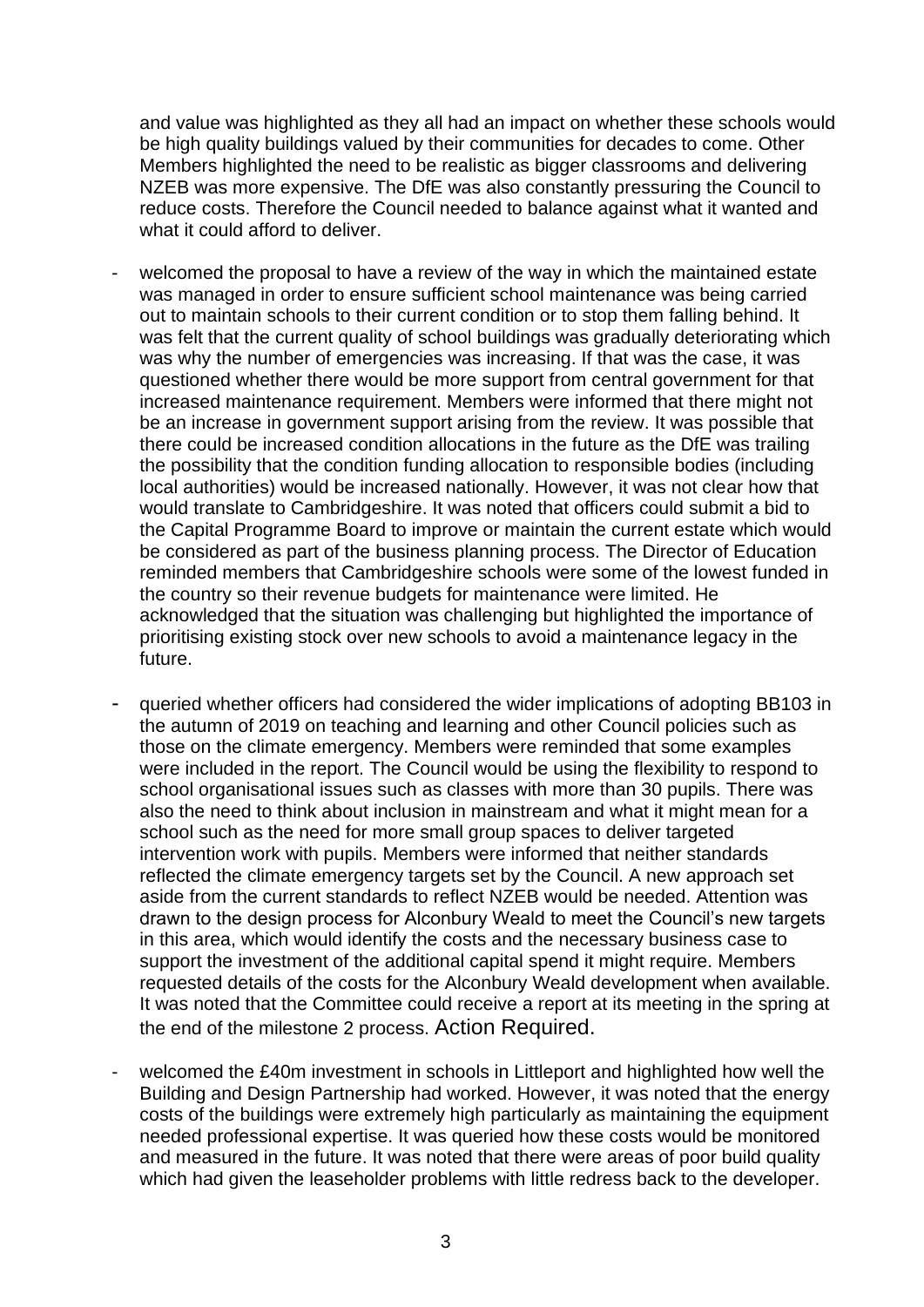and value was highlighted as they all had an impact on whether these schools would be high quality buildings valued by their communities for decades to come. Other Members highlighted the need to be realistic as bigger classrooms and delivering NZEB was more expensive. The DfE was also constantly pressuring the Council to reduce costs. Therefore the Council needed to balance against what it wanted and what it could afford to deliver.

- welcomed the proposal to have a review of the way in which the maintained estate was managed in order to ensure sufficient school maintenance was being carried out to maintain schools to their current condition or to stop them falling behind. It was felt that the current quality of school buildings was gradually deteriorating which was why the number of emergencies was increasing. If that was the case, it was questioned whether there would be more support from central government for that increased maintenance requirement. Members were informed that there might not be an increase in government support arising from the review. It was possible that there could be increased condition allocations in the future as the DfE was trailing the possibility that the condition funding allocation to responsible bodies (including local authorities) would be increased nationally. However, it was not clear how that would translate to Cambridgeshire. It was noted that officers could submit a bid to the Capital Programme Board to improve or maintain the current estate which would be considered as part of the business planning process. The Director of Education reminded members that Cambridgeshire schools were some of the lowest funded in the country so their revenue budgets for maintenance were limited. He acknowledged that the situation was challenging but highlighted the importance of prioritising existing stock over new schools to avoid a maintenance legacy in the future.

- queried whether officers had considered the wider implications of adopting BB103 in the autumn of 2019 on teaching and learning and other Council policies such as those on the climate emergency. Members were reminded that some examples were included in the report. The Council would be using the flexibility to respond to school organisational issues such as classes with more than 30 pupils. There was also the need to think about inclusion in mainstream and what it might mean for a school such as the need for more small group spaces to deliver targeted intervention work with pupils. Members were informed that neither standards reflected the climate emergency targets set by the Council. A new approach set aside from the current standards to reflect NZEB would be needed. Attention was drawn to the design process for Alconbury Weald to meet the Council's new targets in this area, which would identify the costs and the necessary business case to support the investment of the additional capital spend it might require. Members requested details of the costs for the Alconbury Weald development when available. It was noted that the Committee could receive a report at its meeting in the spring at the end of the milestone 2 process. Action Required.

- welcomed the £40m investment in schools in Littleport and highlighted how well the Building and Design Partnership had worked. However, it was noted that the energy costs of the buildings were extremely high particularly as maintaining the equipment needed professional expertise. It was queried how these costs would be monitored and measured in the future. It was noted that there were areas of poor build quality which had given the leaseholder problems with little redress back to the developer.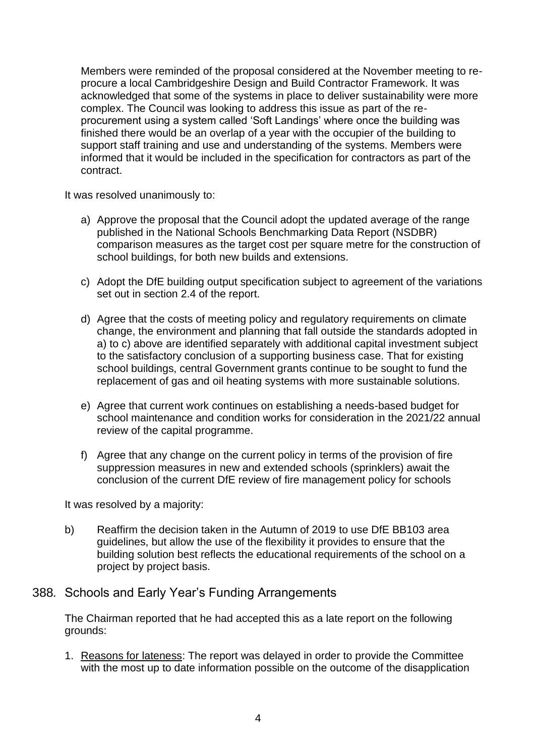Members were reminded of the proposal considered at the November meeting to re-procure a local Cambridgeshire Design and Build Contractor Framework. It was acknowledged that some of the systems in place to deliver sustainability were more complex. The Council was looking to address this issue as part of the re-procurement using a system called 'Soft Landings' where once the building was finished there would be an overlap of a year with the occupier of the building to support staff training and use and understanding of the systems. Members were informed that it would be included in the specification for contractors as part of the contract.

It was resolved unanimously to:

a) Approve the proposal that the Council adopt the updated average of the range published in the National Schools Benchmarking Data Report (NSDBR) comparison measures as the target cost per square metre for the construction of school buildings, for both new builds and extensions.

c) Adopt the DfE building output specification subject to agreement of the variations set out in section 2.4 of the report.

d) Agree that the costs of meeting policy and regulatory requirements on climate change, the environment and planning that fall outside the standards adopted in a) to c) above are identified separately with additional capital investment subject to the satisfactory conclusion of a supporting business case. That for existing school buildings, central Government grants continue to be sought to fund the replacement of gas and oil heating systems with more sustainable solutions.

e) Agree that current work continues on establishing a needs-based budget for school maintenance and condition works for consideration in the 2021/22 annual review of the capital programme.

f) Agree that any change on the current policy in terms of the provision of fire suppression measures in new and extended schools (sprinklers) await the conclusion of the current DfE review of fire management policy for schools

It was resolved by a majority:

b) Reaffirm the decision taken in the Autumn of 2019 to use DfE BB103 area guidelines, but allow the use of the flexibility it provides to ensure that the building solution best reflects the educational requirements of the school on a project by project basis.

## 388. Schools and Early Year's Funding Arrangements

The Chairman reported that he had accepted this as a late report on the following grounds:

1. Reasons for lateness: The report was delayed in order to provide the Committee with the most up to date information possible on the outcome of the disapplication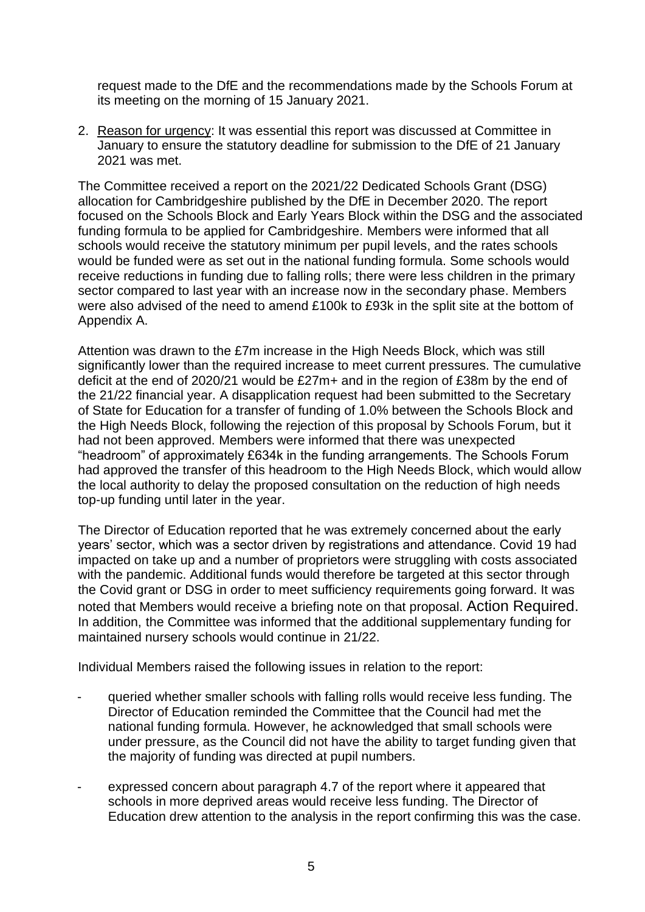request made to the DfE and the recommendations made by the Schools Forum at its meeting on the morning of 15 January 2021.

2. Reason for urgency: It was essential this report was discussed at Committee in January to ensure the statutory deadline for submission to the DfE of 21 January 2021 was met.

The Committee received a report on the 2021/22 Dedicated Schools Grant (DSG) allocation for Cambridgeshire published by the DfE in December 2020. The report focused on the Schools Block and Early Years Block within the DSG and the associated funding formula to be applied for Cambridgeshire. Members were informed that all schools would receive the statutory minimum per pupil levels, and the rates schools would be funded were as set out in the national funding formula. Some schools would receive reductions in funding due to falling rolls; there were less children in the primary sector compared to last year with an increase now in the secondary phase. Members were also advised of the need to amend £100k to £93k in the split site at the bottom of Appendix A.

Attention was drawn to the £7m increase in the High Needs Block, which was still significantly lower than the required increase to meet current pressures. The cumulative deficit at the end of 2020/21 would be £27m+ and in the region of £38m by the end of the 21/22 financial year. A disapplication request had been submitted to the Secretary of State for Education for a transfer of funding of 1.0% between the Schools Block and the High Needs Block, following the rejection of this proposal by Schools Forum, but it had not been approved. Members were informed that there was unexpected "headroom" of approximately £634k in the funding arrangements. The Schools Forum had approved the transfer of this headroom to the High Needs Block, which would allow the local authority to delay the proposed consultation on the reduction of high needs top-up funding until later in the year.

The Director of Education reported that he was extremely concerned about the early years' sector, which was a sector driven by registrations and attendance. Covid 19 had impacted on take up and a number of proprietors were struggling with costs associated with the pandemic. Additional funds would therefore be targeted at this sector through the Covid grant or DSG in order to meet sufficiency requirements going forward. It was noted that Members would receive a briefing note on that proposal. Action Required. In addition, the Committee was informed that the additional supplementary funding for maintained nursery schools would continue in 21/22.

Individual Members raised the following issues in relation to the report:

- queried whether smaller schools with falling rolls would receive less funding. The Director of Education reminded the Committee that the Council had met the national funding formula. However, he acknowledged that small schools were under pressure, as the Council did not have the ability to target funding given that the majority of funding was directed at pupil numbers.

- expressed concern about paragraph 4.7 of the report where it appeared that schools in more deprived areas would receive less funding. The Director of Education drew attention to the analysis in the report confirming this was the case.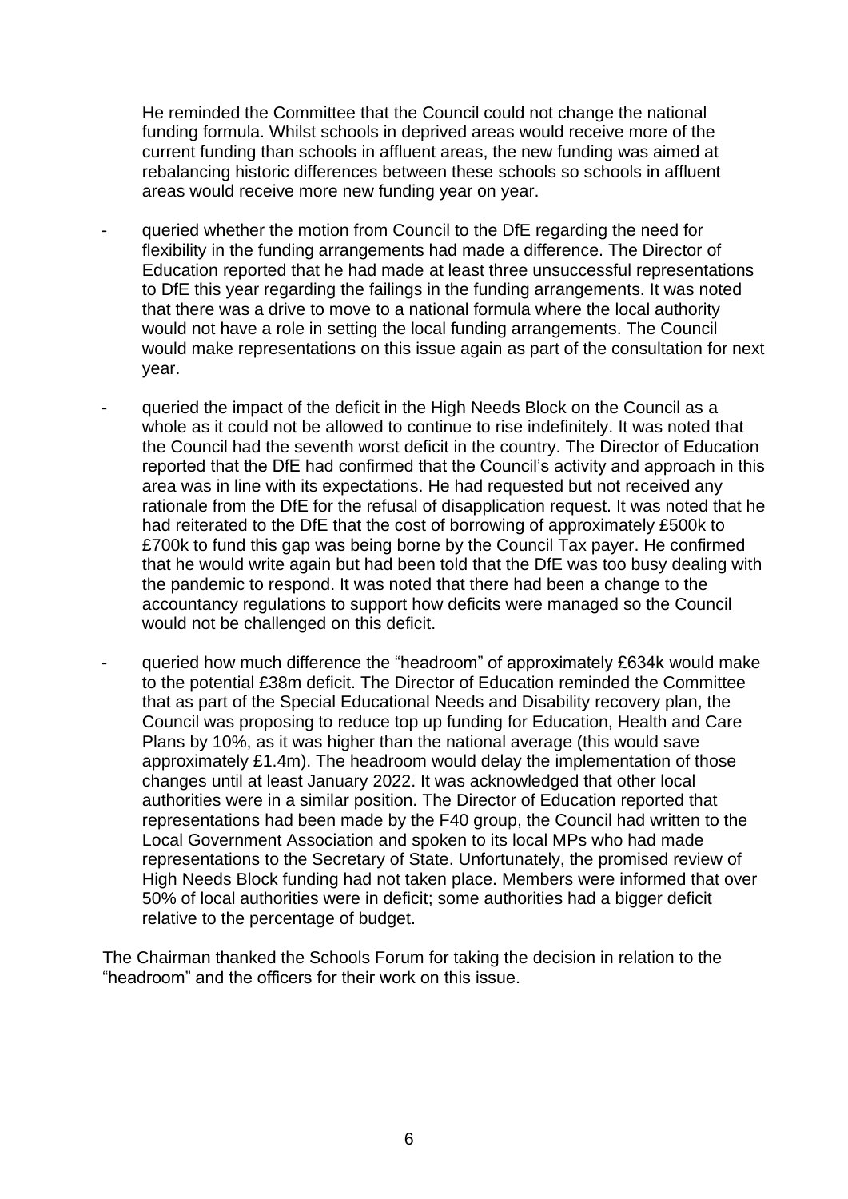He reminded the Committee that the Council could not change the national funding formula. Whilst schools in deprived areas would receive more of the current funding than schools in affluent areas, the new funding was aimed at rebalancing historic differences between these schools so schools in affluent areas would receive more new funding year on year.

- queried whether the motion from Council to the DfE regarding the need for flexibility in the funding arrangements had made a difference. The Director of Education reported that he had made at least three unsuccessful representations to DfE this year regarding the failings in the funding arrangements. It was noted that there was a drive to move to a national formula where the local authority would not have a role in setting the local funding arrangements. The Council would make representations on this issue again as part of the consultation for next year.

- queried the impact of the deficit in the High Needs Block on the Council as a whole as it could not be allowed to continue to rise indefinitely. It was noted that the Council had the seventh worst deficit in the country. The Director of Education reported that the DfE had confirmed that the Council's activity and approach in this area was in line with its expectations. He had requested but not received any rationale from the DfE for the refusal of disapplication request. It was noted that he had reiterated to the DfE that the cost of borrowing of approximately £500k to £700k to fund this gap was being borne by the Council Tax payer. He confirmed that he would write again but had been told that the DfE was too busy dealing with the pandemic to respond. It was noted that there had been a change to the accountancy regulations to support how deficits were managed so the Council would not be challenged on this deficit.

- queried how much difference the "headroom" of approximately £634k would make to the potential £38m deficit. The Director of Education reminded the Committee that as part of the Special Educational Needs and Disability recovery plan, the Council was proposing to reduce top up funding for Education, Health and Care Plans by 10%, as it was higher than the national average (this would save approximately £1.4m). The headroom would delay the implementation of those changes until at least January 2022. It was acknowledged that other local authorities were in a similar position. The Director of Education reported that representations had been made by the F40 group, the Council had written to the Local Government Association and spoken to its local MPs who had made representations to the Secretary of State. Unfortunately, the promised review of High Needs Block funding had not taken place. Members were informed that over 50% of local authorities were in deficit; some authorities had a bigger deficit relative to the percentage of budget.

The Chairman thanked the Schools Forum for taking the decision in relation to the "headroom" and the officers for their work on this issue.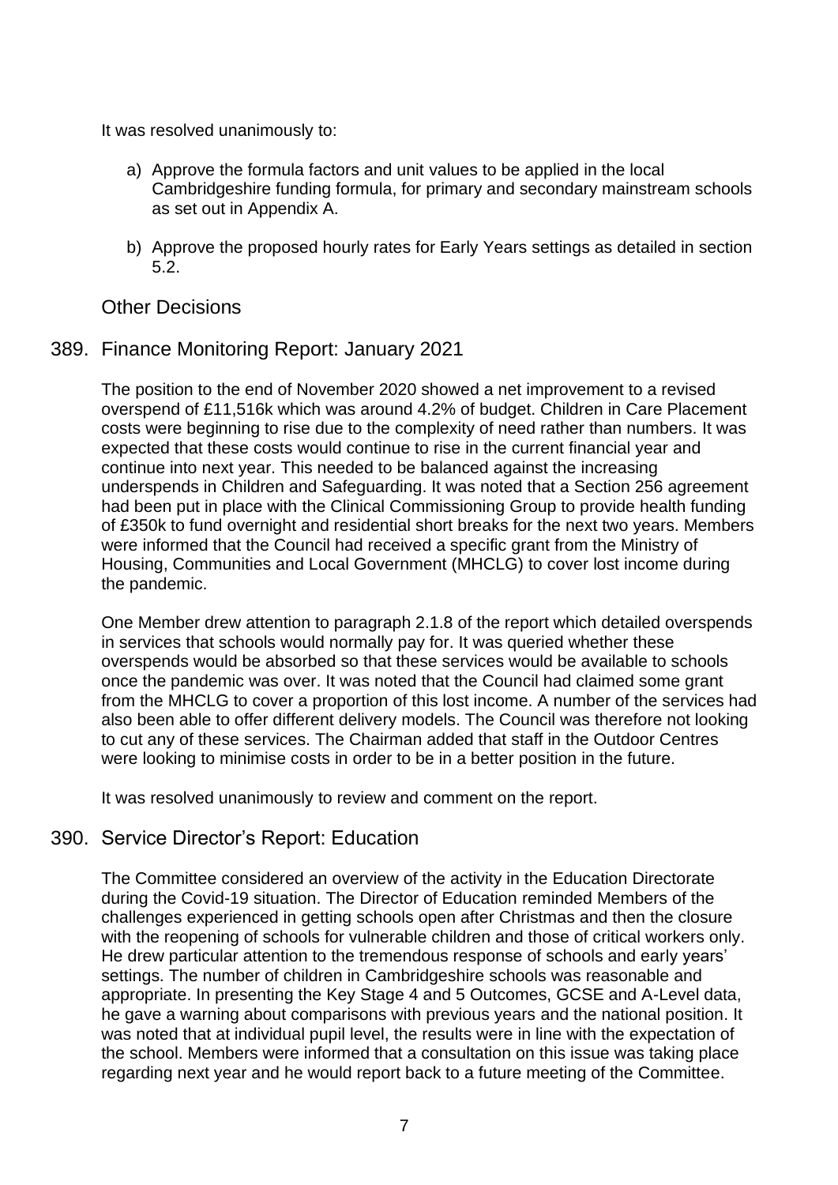It was resolved unanimously to:

a) Approve the formula factors and unit values to be applied in the local Cambridgeshire funding formula, for primary and secondary mainstream schools as set out in Appendix A.

b) Approve the proposed hourly rates for Early Years settings as detailed in section 5.2.

## Other Decisions

## 389. Finance Monitoring Report: January 2021

The position to the end of November 2020 showed a net improvement to a revised overspend of £11,516k which was around 4.2% of budget. Children in Care Placement costs were beginning to rise due to the complexity of need rather than numbers. It was expected that these costs would continue to rise in the current financial year and continue into next year. This needed to be balanced against the increasing underspends in Children and Safeguarding. It was noted that a Section 256 agreement had been put in place with the Clinical Commissioning Group to provide health funding of £350k to fund overnight and residential short breaks for the next two years. Members were informed that the Council had received a specific grant from the Ministry of Housing, Communities and Local Government (MHCLG) to cover lost income during the pandemic.

One Member drew attention to paragraph 2.1.8 of the report which detailed overspends in services that schools would normally pay for. It was queried whether these overspends would be absorbed so that these services would be available to schools once the pandemic was over. It was noted that the Council had claimed some grant from the MHCLG to cover a proportion of this lost income. A number of the services had also been able to offer different delivery models. The Council was therefore not looking to cut any of these services. The Chairman added that staff in the Outdoor Centres were looking to minimise costs in order to be in a better position in the future.

It was resolved unanimously to review and comment on the report.

## 390. Service Director's Report: Education

The Committee considered an overview of the activity in the Education Directorate during the Covid-19 situation. The Director of Education reminded Members of the challenges experienced in getting schools open after Christmas and then the closure with the reopening of schools for vulnerable children and those of critical workers only. He drew particular attention to the tremendous response of schools and early years' settings. The number of children in Cambridgeshire schools was reasonable and appropriate. In presenting the Key Stage 4 and 5 Outcomes, GCSE and A-Level data, he gave a warning about comparisons with previous years and the national position. It was noted that at individual pupil level, the results were in line with the expectation of the school. Members were informed that a consultation on this issue was taking place regarding next year and he would report back to a future meeting of the Committee.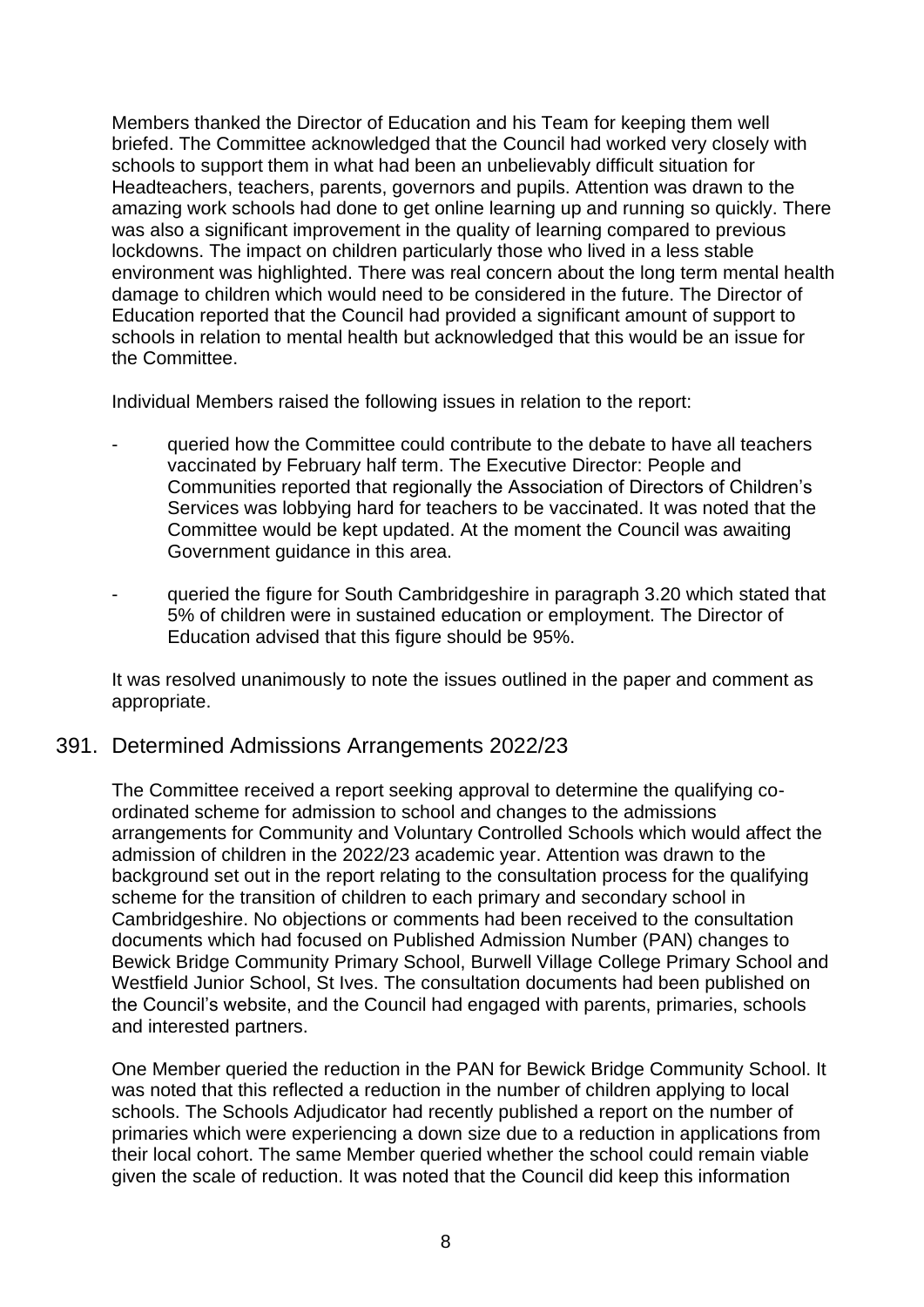Members thanked the Director of Education and his Team for keeping them well briefed. The Committee acknowledged that the Council had worked very closely with schools to support them in what had been an unbelievably difficult situation for Headteachers, teachers, parents, governors and pupils. Attention was drawn to the amazing work schools had done to get online learning up and running so quickly. There was also a significant improvement in the quality of learning compared to previous lockdowns. The impact on children particularly those who lived in a less stable environment was highlighted. There was real concern about the long term mental health damage to children which would need to be considered in the future. The Director of Education reported that the Council had provided a significant amount of support to schools in relation to mental health but acknowledged that this would be an issue for the Committee.

Individual Members raised the following issues in relation to the report:

- queried how the Committee could contribute to the debate to have all teachers vaccinated by February half term. The Executive Director: People and Communities reported that regionally the Association of Directors of Children's Services was lobbying hard for teachers to be vaccinated. It was noted that the Committee would be kept updated. At the moment the Council was awaiting Government guidance in this area.

- queried the figure for South Cambridgeshire in paragraph 3.20 which stated that 5% of children were in sustained education or employment. The Director of Education advised that this figure should be 95%.

It was resolved unanimously to note the issues outlined in the paper and comment as appropriate.

## 391. Determined Admissions Arrangements 2022/23

The Committee received a report seeking approval to determine the qualifying co-ordinated scheme for admission to school and changes to the admissions arrangements for Community and Voluntary Controlled Schools which would affect the admission of children in the 2022/23 academic year. Attention was drawn to the background set out in the report relating to the consultation process for the qualifying scheme for the transition of children to each primary and secondary school in Cambridgeshire. No objections or comments had been received to the consultation documents which had focused on Published Admission Number (PAN) changes to Bewick Bridge Community Primary School, Burwell Village College Primary School and Westfield Junior School, St Ives. The consultation documents had been published on the Council's website, and the Council had engaged with parents, primaries, schools and interested partners.

One Member queried the reduction in the PAN for Bewick Bridge Community School. It was noted that this reflected a reduction in the number of children applying to local schools. The Schools Adjudicator had recently published a report on the number of primaries which were experiencing a down size due to a reduction in applications from their local cohort. The same Member queried whether the school could remain viable given the scale of reduction. It was noted that the Council did keep this information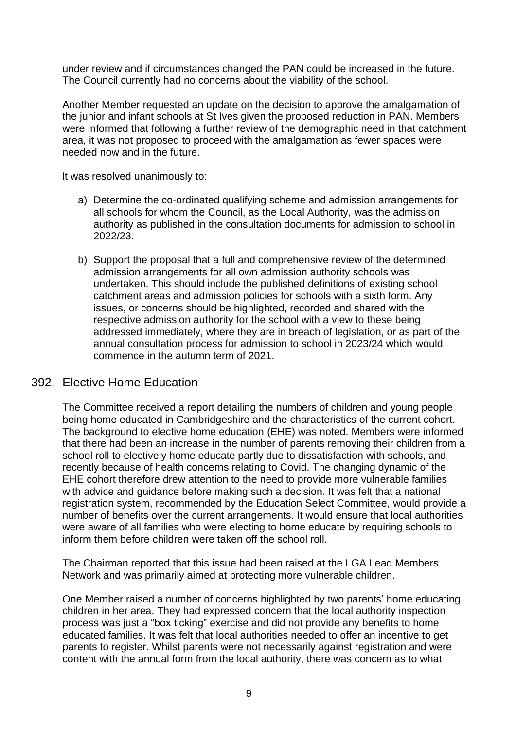under review and if circumstances changed the PAN could be increased in the future. The Council currently had no concerns about the viability of the school.

Another Member requested an update on the decision to approve the amalgamation of the junior and infant schools at St Ives given the proposed reduction in PAN. Members were informed that following a further review of the demographic need in that catchment area, it was not proposed to proceed with the amalgamation as fewer spaces were needed now and in the future.

It was resolved unanimously to:

a) Determine the co-ordinated qualifying scheme and admission arrangements for all schools for whom the Council, as the Local Authority, was the admission authority as published in the consultation documents for admission to school in 2022/23.

b) Support the proposal that a full and comprehensive review of the determined admission arrangements for all own admission authority schools was undertaken. This should include the published definitions of existing school catchment areas and admission policies for schools with a sixth form. Any issues, or concerns should be highlighted, recorded and shared with the respective admission authority for the school with a view to these being addressed immediately, where they are in breach of legislation, or as part of the annual consultation process for admission to school in 2023/24 which would commence in the autumn term of 2021.

## 392. Elective Home Education

The Committee received a report detailing the numbers of children and young people being home educated in Cambridgeshire and the characteristics of the current cohort. The background to elective home education (EHE) was noted. Members were informed that there had been an increase in the number of parents removing their children from a school roll to electively home educate partly due to dissatisfaction with schools, and recently because of health concerns relating to Covid. The changing dynamic of the EHE cohort therefore drew attention to the need to provide more vulnerable families with advice and guidance before making such a decision. It was felt that a national registration system, recommended by the Education Select Committee, would provide a number of benefits over the current arrangements. It would ensure that local authorities were aware of all families who were electing to home educate by requiring schools to inform them before children were taken off the school roll.

The Chairman reported that this issue had been raised at the LGA Lead Members Network and was primarily aimed at protecting more vulnerable children.

One Member raised a number of concerns highlighted by two parents' home educating children in her area. They had expressed concern that the local authority inspection process was just a "box ticking" exercise and did not provide any benefits to home educated families. It was felt that local authorities needed to offer an incentive to get parents to register. Whilst parents were not necessarily against registration and were content with the annual form from the local authority, there was concern as to what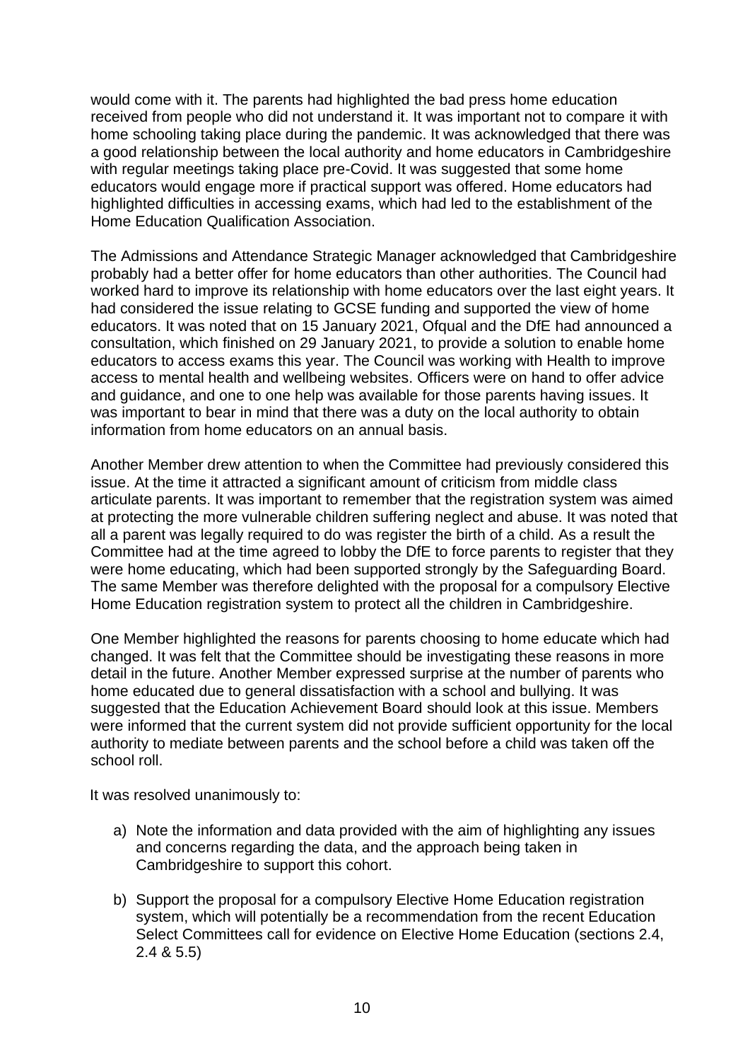would come with it. The parents had highlighted the bad press home education received from people who did not understand it. It was important not to compare it with home schooling taking place during the pandemic. It was acknowledged that there was a good relationship between the local authority and home educators in Cambridgeshire with regular meetings taking place pre-Covid. It was suggested that some home educators would engage more if practical support was offered. Home educators had highlighted difficulties in accessing exams, which had led to the establishment of the Home Education Qualification Association.

The Admissions and Attendance Strategic Manager acknowledged that Cambridgeshire probably had a better offer for home educators than other authorities. The Council had worked hard to improve its relationship with home educators over the last eight years. It had considered the issue relating to GCSE funding and supported the view of home educators. It was noted that on 15 January 2021, Ofqual and the DfE had announced a consultation, which finished on 29 January 2021, to provide a solution to enable home educators to access exams this year. The Council was working with Health to improve access to mental health and wellbeing websites. Officers were on hand to offer advice and guidance, and one to one help was available for those parents having issues. It was important to bear in mind that there was a duty on the local authority to obtain information from home educators on an annual basis.

Another Member drew attention to when the Committee had previously considered this issue. At the time it attracted a significant amount of criticism from middle class articulate parents. It was important to remember that the registration system was aimed at protecting the more vulnerable children suffering neglect and abuse. It was noted that all a parent was legally required to do was register the birth of a child. As a result the Committee had at the time agreed to lobby the DfE to force parents to register that they were home educating, which had been supported strongly by the Safeguarding Board. The same Member was therefore delighted with the proposal for a compulsory Elective Home Education registration system to protect all the children in Cambridgeshire.

One Member highlighted the reasons for parents choosing to home educate which had changed. It was felt that the Committee should be investigating these reasons in more detail in the future. Another Member expressed surprise at the number of parents who home educated due to general dissatisfaction with a school and bullying. It was suggested that the Education Achievement Board should look at this issue. Members were informed that the current system did not provide sufficient opportunity for the local authority to mediate between parents and the school before a child was taken off the school roll.

It was resolved unanimously to:

a) Note the information and data provided with the aim of highlighting any issues and concerns regarding the data, and the approach being taken in Cambridgeshire to support this cohort.

b) Support the proposal for a compulsory Elective Home Education registration system, which will potentially be a recommendation from the recent Education Select Committees call for evidence on Elective Home Education (sections 2.4, 2.4 & 5.5)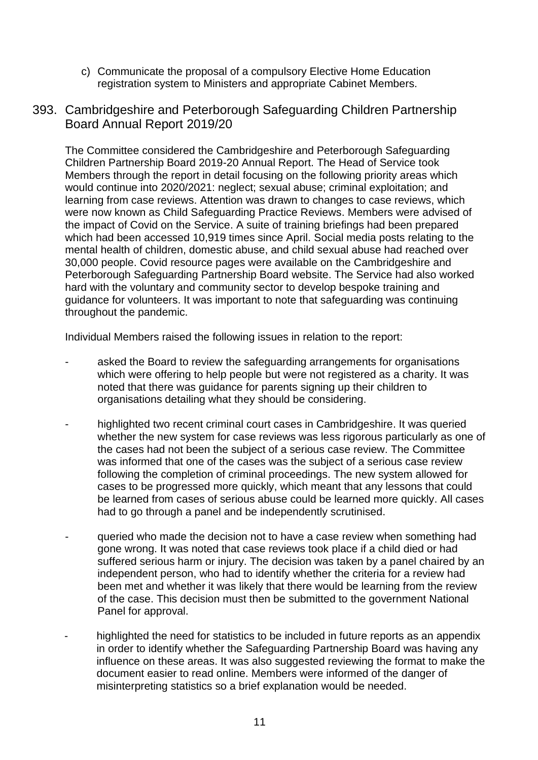c) Communicate the proposal of a compulsory Elective Home Education registration system to Ministers and appropriate Cabinet Members.

## 393. Cambridgeshire and Peterborough Safeguarding Children Partnership Board Annual Report 2019/20

The Committee considered the Cambridgeshire and Peterborough Safeguarding Children Partnership Board 2019-20 Annual Report. The Head of Service took Members through the report in detail focusing on the following priority areas which would continue into 2020/2021: neglect; sexual abuse; criminal exploitation; and learning from case reviews. Attention was drawn to changes to case reviews, which were now known as Child Safeguarding Practice Reviews. Members were advised of the impact of Covid on the Service. A suite of training briefings had been prepared which had been accessed 10,919 times since April. Social media posts relating to the mental health of children, domestic abuse, and child sexual abuse had reached over 30,000 people. Covid resource pages were available on the Cambridgeshire and Peterborough Safeguarding Partnership Board website. The Service had also worked hard with the voluntary and community sector to develop bespoke training and guidance for volunteers. It was important to note that safeguarding was continuing throughout the pandemic.

Individual Members raised the following issues in relation to the report:

- asked the Board to review the safeguarding arrangements for organisations which were offering to help people but were not registered as a charity. It was noted that there was guidance for parents signing up their children to organisations detailing what they should be considering.

- highlighted two recent criminal court cases in Cambridgeshire. It was queried whether the new system for case reviews was less rigorous particularly as one of the cases had not been the subject of a serious case review. The Committee was informed that one of the cases was the subject of a serious case review following the completion of criminal proceedings. The new system allowed for cases to be progressed more quickly, which meant that any lessons that could be learned from cases of serious abuse could be learned more quickly. All cases had to go through a panel and be independently scrutinised.

- queried who made the decision not to have a case review when something had gone wrong. It was noted that case reviews took place if a child died or had suffered serious harm or injury. The decision was taken by a panel chaired by an independent person, who had to identify whether the criteria for a review had been met and whether it was likely that there would be learning from the review of the case. This decision must then be submitted to the government National Panel for approval.

- highlighted the need for statistics to be included in future reports as an appendix in order to identify whether the Safeguarding Partnership Board was having any influence on these areas. It was also suggested reviewing the format to make the document easier to read online. Members were informed of the danger of misinterpreting statistics so a brief explanation would be needed.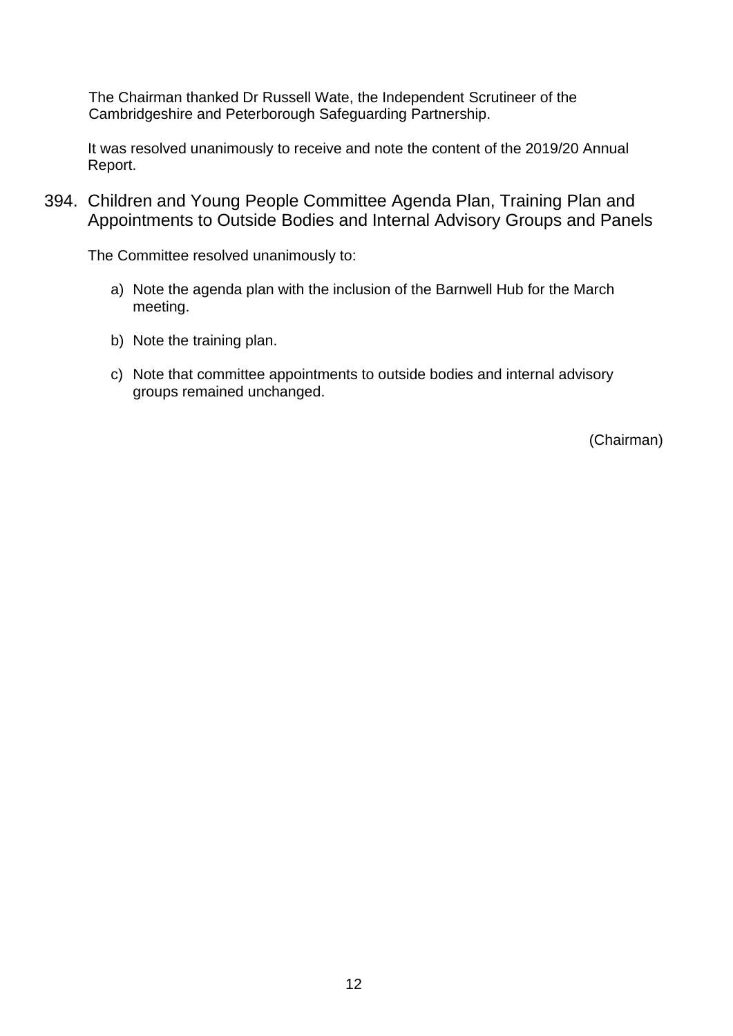The Chairman thanked Dr Russell Wate, the Independent Scrutineer of the Cambridgeshire and Peterborough Safeguarding Partnership.

It was resolved unanimously to receive and note the content of the 2019/20 Annual Report.

## 394. Children and Young People Committee Agenda Plan, Training Plan and Appointments to Outside Bodies and Internal Advisory Groups and Panels

The Committee resolved unanimously to:

a) Note the agenda plan with the inclusion of the Barnwell Hub for the March meeting.

b) Note the training plan.

c) Note that committee appointments to outside bodies and internal advisory groups remained unchanged.

(Chairman)